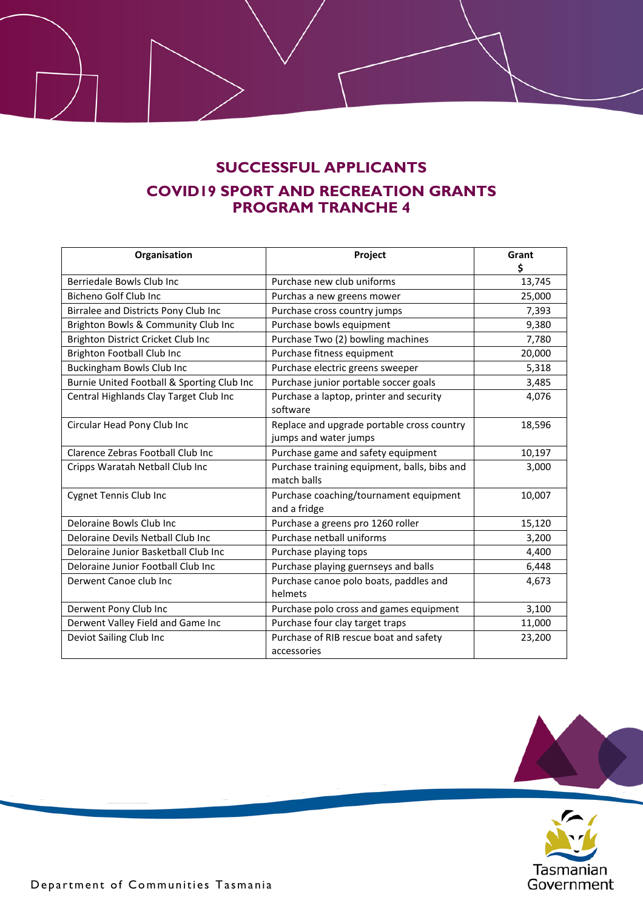# SUCCESSFUL APPLICANTS

## COVID19 SPORT AND RECREATION GRANTS PROGRAM TRANCHE 4

| Organisation | Project | Grant $ |
|---|---|---|
| Berriedale Bowls Club Inc | Purchase new club uniforms | 13,745 |
| Bicheno Golf Club Inc | Purchas a new greens mower | 25,000 |
| Birralee and Districts Pony Club Inc | Purchase cross country jumps | 7,393 |
| Brighton Bowls & Community Club Inc | Purchase bowls equipment | 9,380 |
| Brighton District Cricket Club Inc | Purchase Two (2) bowling machines | 7,780 |
| Brighton Football Club Inc | Purchase fitness equipment | 20,000 |
| Buckingham Bowls Club Inc | Purchase electric greens sweeper | 5,318 |
| Burnie United Football & Sporting Club Inc | Purchase junior portable soccer goals | 3,485 |
| Central Highlands Clay Target Club Inc | Purchase a laptop, printer and security software | 4,076 |
| Circular Head Pony Club Inc | Replace and upgrade portable cross country jumps and water jumps | 18,596 |
| Clarence Zebras Football Club Inc | Purchase game and safety equipment | 10,197 |
| Cripps Waratah Netball Club Inc | Purchase training equipment, balls, bibs and match balls | 3,000 |
| Cygnet Tennis Club Inc | Purchase coaching/tournament equipment and a fridge | 10,007 |
| Deloraine Bowls Club Inc | Purchase a greens pro 1260 roller | 15,120 |
| Deloraine Devils Netball Club Inc | Purchase netball uniforms | 3,200 |
| Deloraine Junior Basketball Club Inc | Purchase playing tops | 4,400 |
| Deloraine Junior Football Club Inc | Purchase playing guernseys and balls | 6,448 |
| Derwent Canoe club Inc | Purchase canoe polo boats, paddles and helmets | 4,673 |
| Derwent Pony Club Inc | Purchase polo cross and games equipment | 3,100 |
| Derwent Valley Field and Game Inc | Purchase four clay target traps | 11,000 |
| Deviot Sailing Club Inc | Purchase of RIB rescue boat and safety accessories | 23,200 |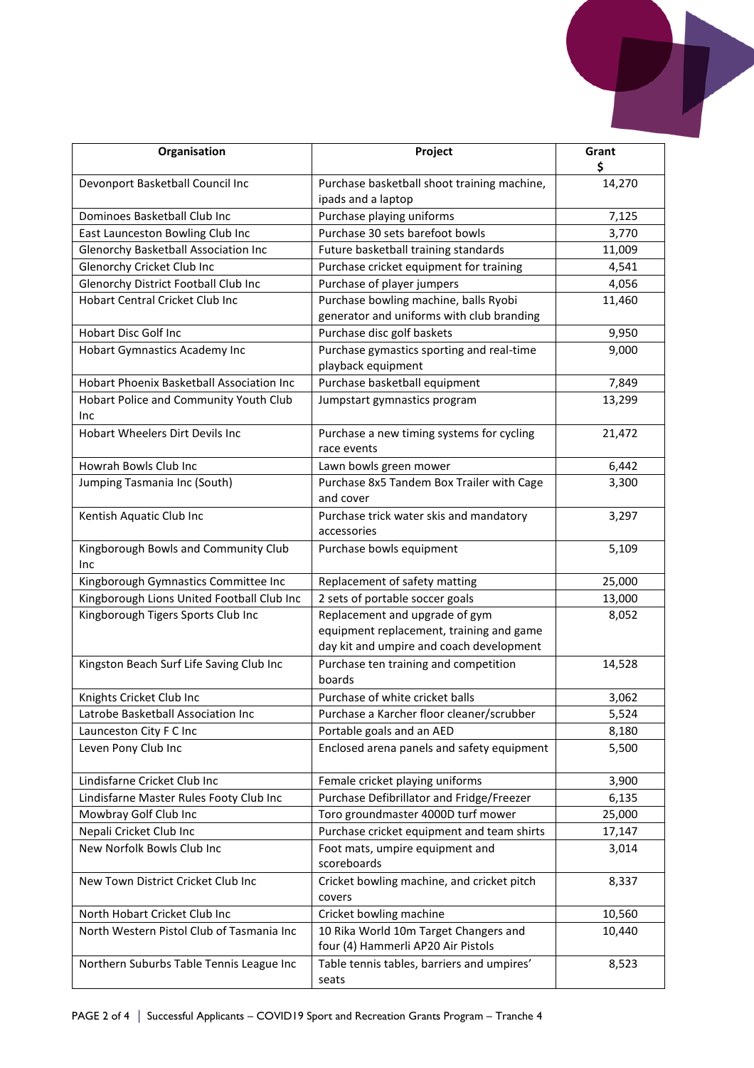| Organisation | Project | Grant $ |
|---|---|---|
| Devonport Basketball Council Inc | Purchase basketball shoot training machine, ipads and a laptop | 14,270 |
| Dominoes Basketball Club Inc | Purchase playing uniforms | 7,125 |
| East Launceston Bowling Club Inc | Purchase 30 sets barefoot bowls | 3,770 |
| Glenorchy Basketball Association Inc | Future basketball training standards | 11,009 |
| Glenorchy Cricket Club Inc | Purchase cricket equipment for training | 4,541 |
| Glenorchy District Football Club Inc | Purchase of player jumpers | 4,056 |
| Hobart Central Cricket Club Inc | Purchase bowling machine, balls Ryobi generator and uniforms with club branding | 11,460 |
| Hobart Disc Golf Inc | Purchase disc golf baskets | 9,950 |
| Hobart Gymnastics Academy Inc | Purchase gymastics sporting and real-time playback equipment | 9,000 |
| Hobart Phoenix Basketball Association Inc | Purchase basketball equipment | 7,849 |
| Hobart Police and Community Youth Club Inc | Jumpstart gymnastics program | 13,299 |
| Hobart Wheelers Dirt Devils Inc | Purchase a new timing systems for cycling race events | 21,472 |
| Howrah Bowls Club Inc | Lawn bowls green mower | 6,442 |
| Jumping Tasmania Inc (South) | Purchase 8x5 Tandem Box Trailer with Cage and cover | 3,300 |
| Kentish Aquatic Club Inc | Purchase trick water skis and mandatory accessories | 3,297 |
| Kingborough Bowls and Community Club Inc | Purchase bowls equipment | 5,109 |
| Kingborough Gymnastics Committee Inc | Replacement of safety matting | 25,000 |
| Kingborough Lions United Football Club Inc | 2 sets of portable soccer goals | 13,000 |
| Kingborough Tigers Sports Club Inc | Replacement and upgrade of gym equipment replacement, training and game day kit and umpire and coach development | 8,052 |
| Kingston Beach Surf Life Saving Club Inc | Purchase ten training and competition boards | 14,528 |
| Knights Cricket Club Inc | Purchase of white cricket balls | 3,062 |
| Latrobe Basketball Association Inc | Purchase a Karcher floor cleaner/scrubber | 5,524 |
| Launceston City F C Inc | Portable goals and an AED | 8,180 |
| Leven Pony Club Inc | Enclosed arena panels and safety equipment | 5,500 |
| Lindisfarne Cricket Club Inc | Female cricket playing uniforms | 3,900 |
| Lindisfarne Master Rules Footy Club Inc | Purchase Defibrillator and Fridge/Freezer | 6,135 |
| Mowbray Golf Club Inc | Toro groundmaster 4000D turf mower | 25,000 |
| Nepali Cricket Club Inc | Purchase cricket equipment and team shirts | 17,147 |
| New Norfolk Bowls Club Inc | Foot mats, umpire equipment and scoreboards | 3,014 |
| New Town District Cricket Club Inc | Cricket bowling machine, and cricket pitch covers | 8,337 |
| North Hobart Cricket Club Inc | Cricket bowling machine | 10,560 |
| North Western Pistol Club of Tasmania Inc | 10 Rika World 10m Target Changers and four (4) Hammerli AP20 Air Pistols | 10,440 |
| Northern Suburbs Table Tennis League Inc | Table tennis tables, barriers and umpires' seats | 8,523 |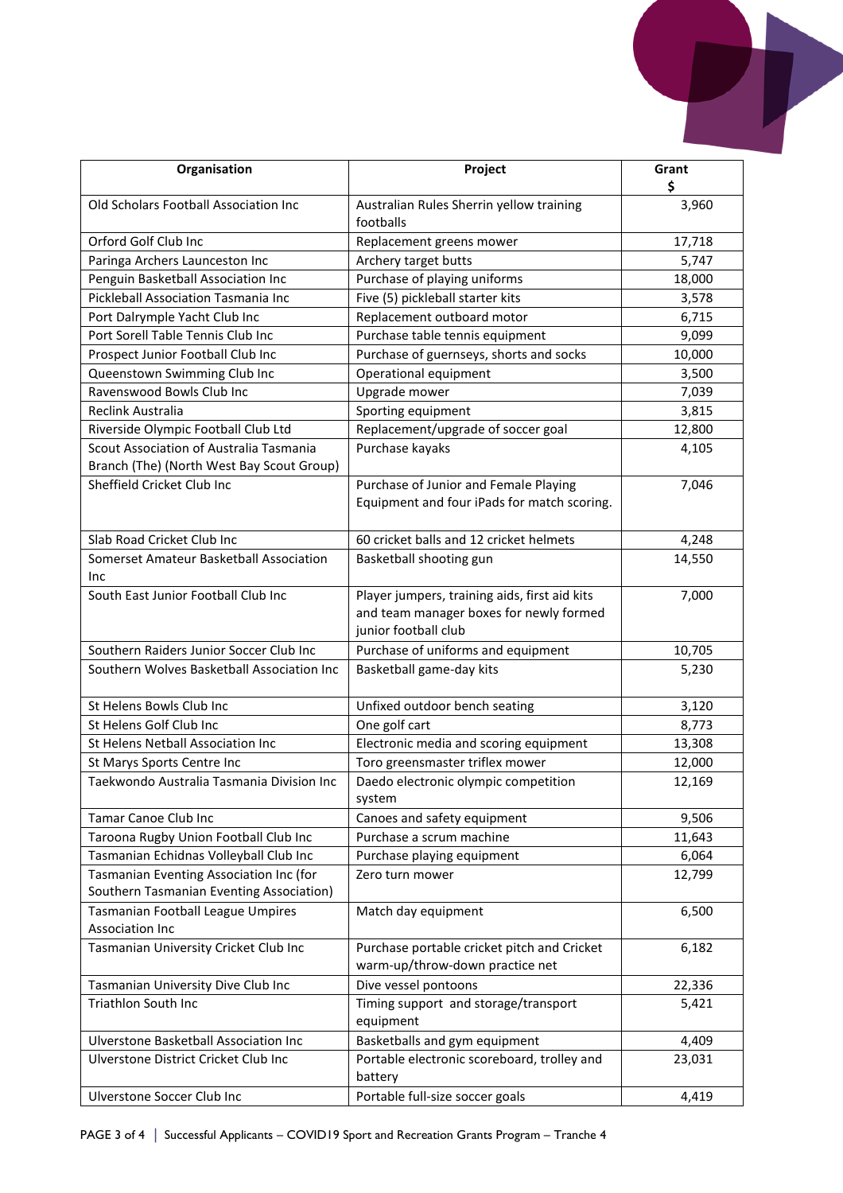| Organisation | Project | Grant $ |
|---|---|---|
| Old Scholars Football Association Inc | Australian Rules Sherrin yellow training footballs | 3,960 |
| Orford Golf Club Inc | Replacement greens mower | 17,718 |
| Paringa Archers Launceston Inc | Archery target butts | 5,747 |
| Penguin Basketball Association Inc | Purchase of playing uniforms | 18,000 |
| Pickleball Association Tasmania Inc | Five (5) pickleball starter kits | 3,578 |
| Port Dalrymple Yacht Club Inc | Replacement outboard motor | 6,715 |
| Port Sorell Table Tennis Club Inc | Purchase table tennis equipment | 9,099 |
| Prospect Junior Football Club Inc | Purchase of guernseys, shorts and socks | 10,000 |
| Queenstown Swimming Club Inc | Operational equipment | 3,500 |
| Ravenswood Bowls Club Inc | Upgrade mower | 7,039 |
| Reclink Australia | Sporting equipment | 3,815 |
| Riverside Olympic Football Club Ltd | Replacement/upgrade of soccer goal | 12,800 |
| Scout Association of Australia Tasmania Branch (The) (North West Bay Scout Group) | Purchase kayaks | 4,105 |
| Sheffield Cricket Club Inc | Purchase of Junior and Female Playing Equipment and four iPads for match scoring. | 7,046 |
| Slab Road Cricket Club Inc | 60 cricket balls and 12 cricket helmets | 4,248 |
| Somerset Amateur Basketball Association Inc | Basketball shooting gun | 14,550 |
| South East Junior Football Club Inc | Player jumpers, training aids, first aid kits and team manager boxes for newly formed junior football club | 7,000 |
| Southern Raiders Junior Soccer Club Inc | Purchase of uniforms and equipment | 10,705 |
| Southern Wolves Basketball Association Inc | Basketball game-day kits | 5,230 |
| St Helens Bowls Club Inc | Unfixed outdoor bench seating | 3,120 |
| St Helens Golf Club Inc | One golf cart | 8,773 |
| St Helens Netball Association Inc | Electronic media and scoring equipment | 13,308 |
| St Marys Sports Centre Inc | Toro greensmaster triflex mower | 12,000 |
| Taekwondo Australia Tasmania Division Inc | Daedo electronic olympic competition system | 12,169 |
| Tamar Canoe Club Inc | Canoes and safety equipment | 9,506 |
| Taroona Rugby Union Football Club Inc | Purchase a scrum machine | 11,643 |
| Tasmanian Echidnas Volleyball Club Inc | Purchase playing equipment | 6,064 |
| Tasmanian Eventing Association Inc (for Southern Tasmanian Eventing Association) | Zero turn mower | 12,799 |
| Tasmanian Football League Umpires Association Inc | Match day equipment | 6,500 |
| Tasmanian University Cricket Club Inc | Purchase portable cricket pitch and Cricket warm-up/throw-down practice net | 6,182 |
| Tasmanian University Dive Club Inc | Dive vessel pontoons | 22,336 |
| Triathlon South Inc | Timing support and storage/transport equipment | 5,421 |
| Ulverstone Basketball Association Inc | Basketballs and gym equipment | 4,409 |
| Ulverstone District Cricket Club Inc | Portable electronic scoreboard, trolley and battery | 23,031 |
| Ulverstone Soccer Club Inc | Portable full-size soccer goals | 4,419 |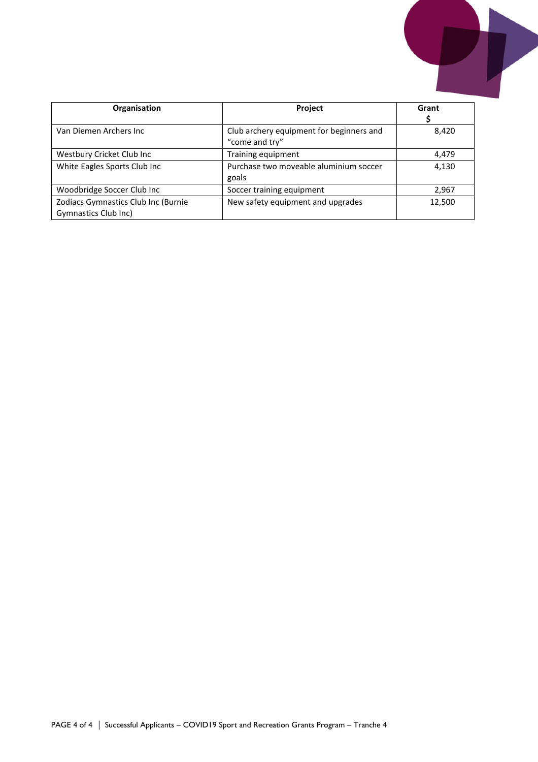| Organisation | Project | Grant $ |
|---|---|---|
| Van Diemen Archers Inc | Club archery equipment for beginners and "come and try" | 8,420 |
| Westbury Cricket Club Inc | Training equipment | 4,479 |
| White Eagles Sports Club Inc | Purchase two moveable aluminium soccer goals | 4,130 |
| Woodbridge Soccer Club Inc | Soccer training equipment | 2,967 |
| Zodiacs Gymnastics Club Inc (Burnie Gymnastics Club Inc) | New safety equipment and upgrades | 12,500 |